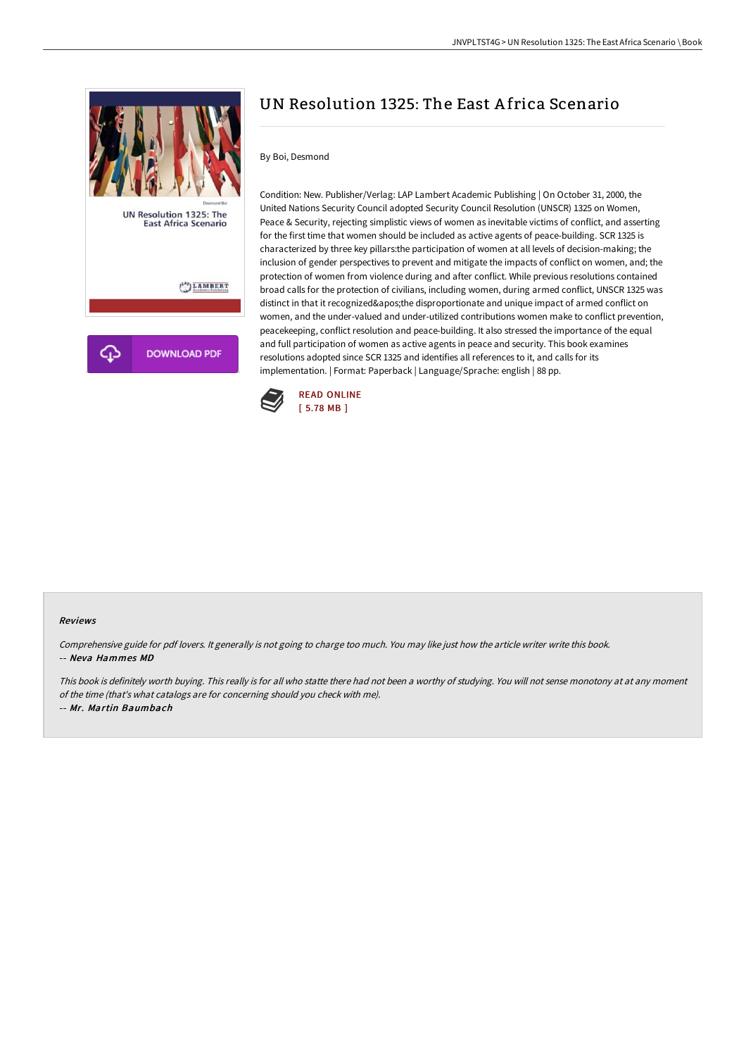# UN Resolution 1325: The East Africa Scenario

By Boi, Desmond

Condition: New. Publisher/Verlag: LAP Lambert Academic Publishing | On October 31, 2000, the United Nations Security Council adopted Security Council Resolution (UNSCR) 1325 on Women, Peace & Security, rejecting simplistic views of women as inevitable victims of conflict, and asserting for the first time that women should be included as active agents of peace-building. SCR 1325 is characterized by three key pillars:the participation of women at all levels of decision-making; the inclusion of gender perspectives to prevent and mitigate the impacts of conflict on women, and; the protection of women from violence during and after conflict. While previous resolutions contained broad calls for the protection of civilians, including women, during armed conflict, UNSCR 1325 was distinct in that it recognized&apos;the disproportionate and unique impact of armed conflict on women, and the under-valued and under-utilized contributions women make to conflict prevention, peacekeeping, conflict resolution and peace-building. It also stressed the importance of the equal and full participation of women as active agents in peace and security. This book examines resolutions adopted since SCR 1325 and identifies all references to it, and calls for its implementation. | Format: Paperback | Language/Sprache: english | 88 pp.

READ ONLINE
[ 5.78 MB ]

DOWNLOAD PDF

## Reviews

*Comprehensive guide for pdf lovers. It generally is not going to charge too much. You may like just how the article writer write this book.*
-- ***Neva Hammes MD***

*This book is definitely worth buying. This really is for all who statte there had not been a worthy of studying. You will not sense monotony at at any moment of the time (that's what catalogs are for concerning should you check with me).*
-- ***Mr. Martin Baumbach***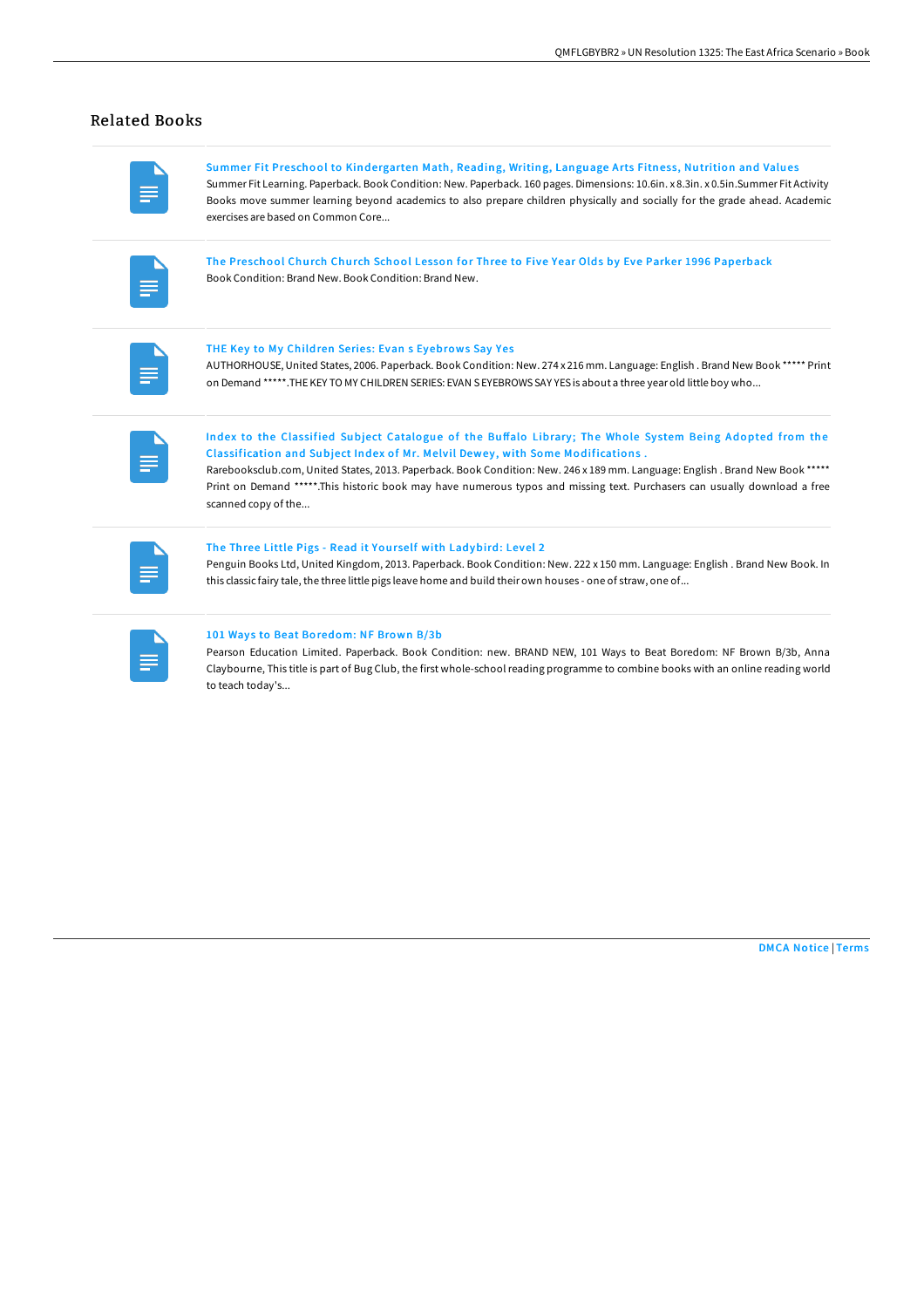## Related Books

**Summer Fit Preschool to Kindergarten Math, Reading, Writing, Language Arts Fitness, Nutrition and Values**

Summer Fit Learning. Paperback. Book Condition: New. Paperback. 160 pages. Dimensions: 10.6in. x 8.3in. x 0.5in.Summer Fit Activity Books move summer learning beyond academics to also prepare children physically and socially for the grade ahead. Academic exercises are based on Common Core...

**The Preschool Church Church School Lesson for Three to Five Year Olds by Eve Parker 1996 Paperback**

Book Condition: Brand New. Book Condition: Brand New.

**THE Key to My Children Series: Evan s Eyebrows Say Yes**

AUTHORHOUSE, United States, 2006. Paperback. Book Condition: New. 274 x 216 mm. Language: English . Brand New Book ***** Print on Demand *****.THE KEY TO MY CHILDREN SERIES: EVAN S EYEBROWS SAY YES is about a three year old little boy who...

**Index to the Classified Subject Catalogue of the Buffalo Library; The Whole System Being Adopted from the Classification and Subject Index of Mr. Melvil Dewey, with Some Modifications .**

Rarebooksclub.com, United States, 2013. Paperback. Book Condition: New. 246 x 189 mm. Language: English . Brand New Book ***** Print on Demand *****.This historic book may have numerous typos and missing text. Purchasers can usually download a free scanned copy of the...

**The Three Little Pigs - Read it Yourself with Ladybird: Level 2**

Penguin Books Ltd, United Kingdom, 2013. Paperback. Book Condition: New. 222 x 150 mm. Language: English . Brand New Book. In this classic fairy tale, the three little pigs leave home and build their own houses - one of straw, one of...

**101 Ways to Beat Boredom: NF Brown B/3b**

Pearson Education Limited. Paperback. Book Condition: new. BRAND NEW, 101 Ways to Beat Boredom: NF Brown B/3b, Anna Claybourne, This title is part of Bug Club, the first whole-school reading programme to combine books with an online reading world to teach today's...